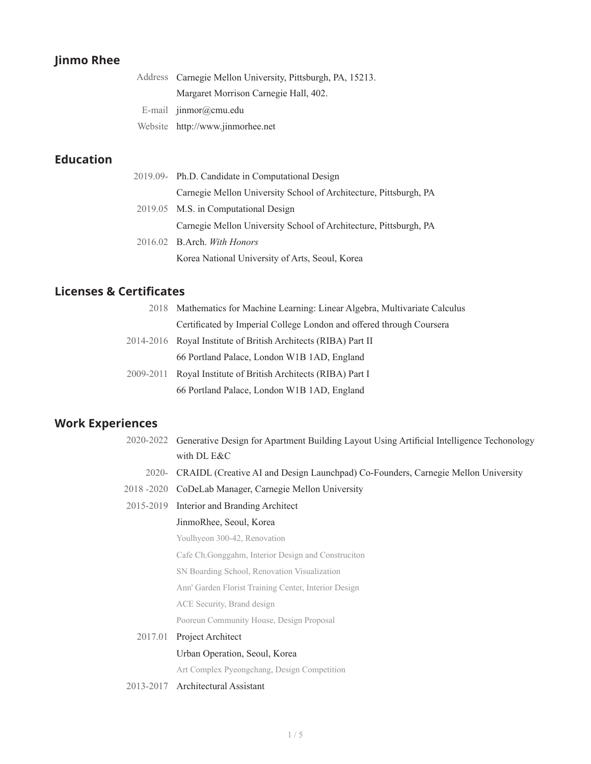# Jinmo Rhee

| | |
|---|---|
| Address | Carnegie Mellon University, Pittsburgh, PA, 15213. |
| | Margaret Morrison Carnegie Hall, 402. |
| E-mail | jinmor@cmu.edu |
| Website | http://www.jinmorhee.net |

## Education

| | |
|---|---|
| 2019.09- | Ph.D. Candidate in Computational Design |
| | Carnegie Mellon University School of Architecture, Pittsburgh, PA |
| 2019.05 | M.S. in Computational Design |
| | Carnegie Mellon University School of Architecture, Pittsburgh, PA |
| 2016.02 | B.Arch. *With Honors* |
| | Korea National University of Arts, Seoul, Korea |

## Licenses & Certificates

| | |
|---|---|
| 2018 | Mathematics for Machine Learning: Linear Algebra, Multivariate Calculus |
| | Certificated by Imperial College London and offered through Coursera |
| 2014-2016 | Royal Institute of British Architects (RIBA) Part II |
| | 66 Portland Palace, London W1B 1AD, England |
| 2009-2011 | Royal Institute of British Architects (RIBA) Part I |
| | 66 Portland Palace, London W1B 1AD, England |

## Work Experiences

| | |
|---|---|
| 2020-2022 | Generative Design for Apartment Building Layout Using Artificial Intelligence Techonology with DL E&C |
| 2020- | CRAIDL (Creative AI and Design Launchpad) Co-Founders, Carnegie Mellon University |
| 2018 -2020 | CoDeLab Manager, Carnegie Mellon University |
| 2015-2019 | Interior and Branding Architect |
| | JinmoRhee, Seoul, Korea |
| | Youlhyeon 300-42, Renovation |
| | Cafe Ch.Gonggahm, Interior Design and Construciton |
| | SN Boarding School, Renovation Visualization |
| | Ann' Garden Florist Training Center, Interior Design |
| | ACE Security, Brand design |
| | Pooreun Community House, Design Proposal |
| 2017.01 | Project Architect |
| | Urban Operation, Seoul, Korea |
| | Art Complex Pyeongchang, Design Competition |
| 2013-2017 | Architectural Assistant |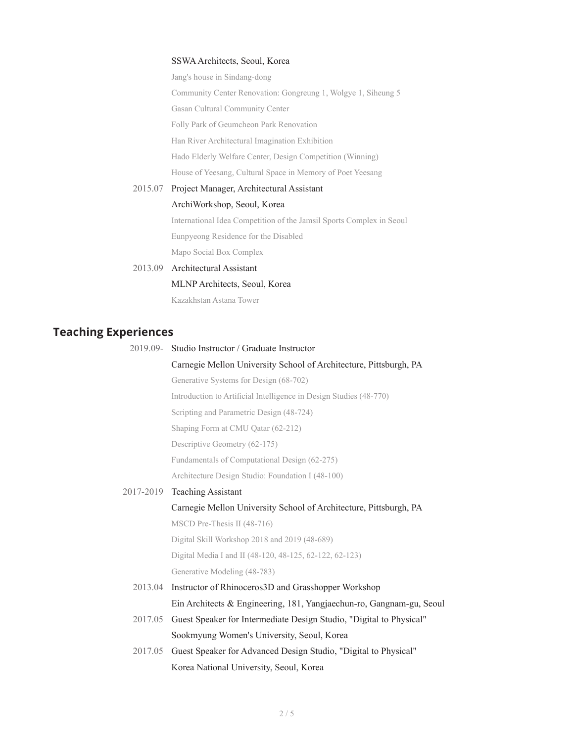SSWA Architects, Seoul, Korea

Jang's house in Sindang-dong

Community Center Renovation: Gongreung 1, Wolgye 1, Siheung 5

Gasan Cultural Community Center

Folly Park of Geumcheon Park Renovation

Han River Architectural Imagination Exhibition

Hado Elderly Welfare Center, Design Competition (Winning)

House of Yeesang, Cultural Space in Memory of Poet Yeesang

2015.07 Project Manager, Architectural Assistant

ArchiWorkshop, Seoul, Korea

International Idea Competition of the Jamsil Sports Complex in Seoul

Eunpyeong Residence for the Disabled

Mapo Social Box Complex

2013.09 Architectural Assistant

MLNP Architects, Seoul, Korea

Kazakhstan Astana Tower

## Teaching Experiences

2019.09- Studio Instructor / Graduate Instructor

Carnegie Mellon University School of Architecture, Pittsburgh, PA

Generative Systems for Design (68-702)

Introduction to Artificial Intelligence in Design Studies (48-770)

Scripting and Parametric Design (48-724)

Shaping Form at CMU Qatar (62-212)

Descriptive Geometry (62-175)

Fundamentals of Computational Design (62-275)

Architecture Design Studio: Foundation I (48-100)

2017-2019 Teaching Assistant

Carnegie Mellon University School of Architecture, Pittsburgh, PA

MSCD Pre-Thesis II (48-716)

Digital Skill Workshop 2018 and 2019 (48-689)

Digital Media I and II (48-120, 48-125, 62-122, 62-123)

Generative Modeling (48-783)

2013.04 Instructor of Rhinoceros3D and Grasshopper Workshop

Ein Architects & Engineering, 181, Yangjaechun-ro, Gangnam-gu, Seoul

2017.05 Guest Speaker for Intermediate Design Studio, "Digital to Physical"

Sookmyung Women's University, Seoul, Korea

2017.05 Guest Speaker for Advanced Design Studio, "Digital to Physical"

Korea National University, Seoul, Korea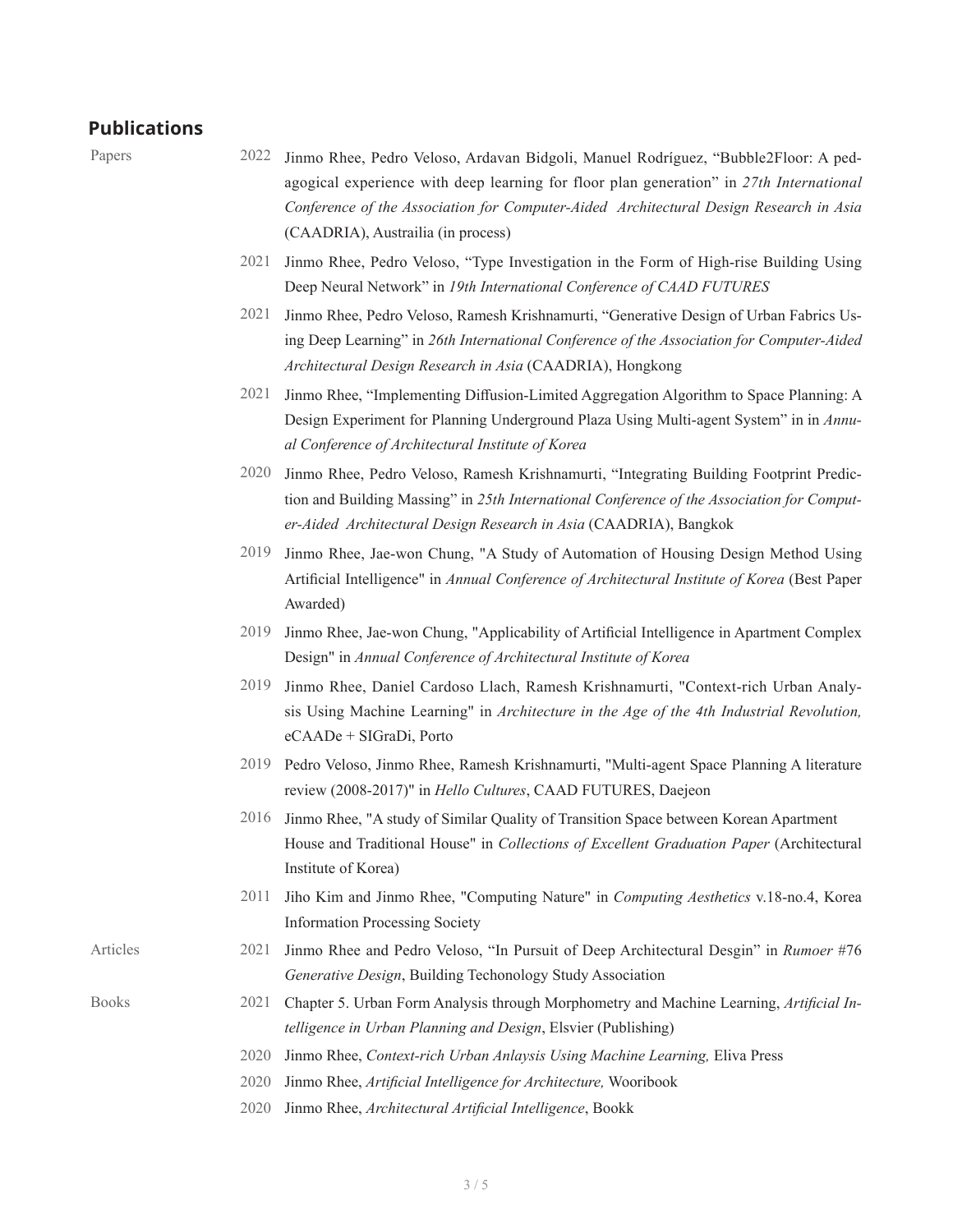## Publications

**Papers**

- 2022 Jinmo Rhee, Pedro Veloso, Ardavan Bidgoli, Manuel Rodríguez, “Bubble2Floor: A pedagogical experience with deep learning for floor plan generation” in *27th International Conference of the Association for Computer-Aided Architectural Design Research in Asia* (CAADRIA), Austrailia (in process)
- 2021 Jinmo Rhee, Pedro Veloso, “Type Investigation in the Form of High-rise Building Using Deep Neural Network” in *19th International Conference of CAAD FUTURES*
- 2021 Jinmo Rhee, Pedro Veloso, Ramesh Krishnamurti, “Generative Design of Urban Fabrics Using Deep Learning” in *26th International Conference of the Association for Computer-Aided Architectural Design Research in Asia* (CAADRIA), Hongkong
- 2021 Jinmo Rhee, “Implementing Diffusion-Limited Aggregation Algorithm to Space Planning: A Design Experiment for Planning Underground Plaza Using Multi-agent System” in in *Annual Conference of Architectural Institute of Korea*
- 2020 Jinmo Rhee, Pedro Veloso, Ramesh Krishnamurti, “Integrating Building Footprint Prediction and Building Massing” in *25th International Conference of the Association for Computer-Aided Architectural Design Research in Asia* (CAADRIA), Bangkok
- 2019 Jinmo Rhee, Jae-won Chung, "A Study of Automation of Housing Design Method Using Artificial Intelligence" in *Annual Conference of Architectural Institute of Korea* (Best Paper Awarded)
- 2019 Jinmo Rhee, Jae-won Chung, "Applicability of Artificial Intelligence in Apartment Complex Design" in *Annual Conference of Architectural Institute of Korea*
- 2019 Jinmo Rhee, Daniel Cardoso Llach, Ramesh Krishnamurti, "Context-rich Urban Analysis Using Machine Learning" in *Architecture in the Age of the 4th Industrial Revolution,* eCAADe + SIGraDi, Porto
- 2019 Pedro Veloso, Jinmo Rhee, Ramesh Krishnamurti, "Multi-agent Space Planning A literature review (2008-2017)" in *Hello Cultures*, CAAD FUTURES, Daejeon
- 2016 Jinmo Rhee, "A study of Similar Quality of Transition Space between Korean Apartment House and Traditional House" in *Collections of Excellent Graduation Paper* (Architectural Institute of Korea)
- 2011 Jiho Kim and Jinmo Rhee, "Computing Nature" in *Computing Aesthetics* v.18-no.4, Korea Information Processing Society

**Articles**

- 2021 Jinmo Rhee and Pedro Veloso, “In Pursuit of Deep Architectural Desgin” in *Rumoer* #76 *Generative Design*, Building Techonology Study Association

**Books**

- 2021 Chapter 5. Urban Form Analysis through Morphometry and Machine Learning, *Artificial Intelligence in Urban Planning and Design*, Elsvier (Publishing)
- 2020 Jinmo Rhee, *Context-rich Urban Anlaysis Using Machine Learning,* Eliva Press
- 2020 Jinmo Rhee, *Artificial Intelligence for Architecture,* Wooribook
- 2020 Jinmo Rhee, *Architectural Artificial Intelligence*, Bookk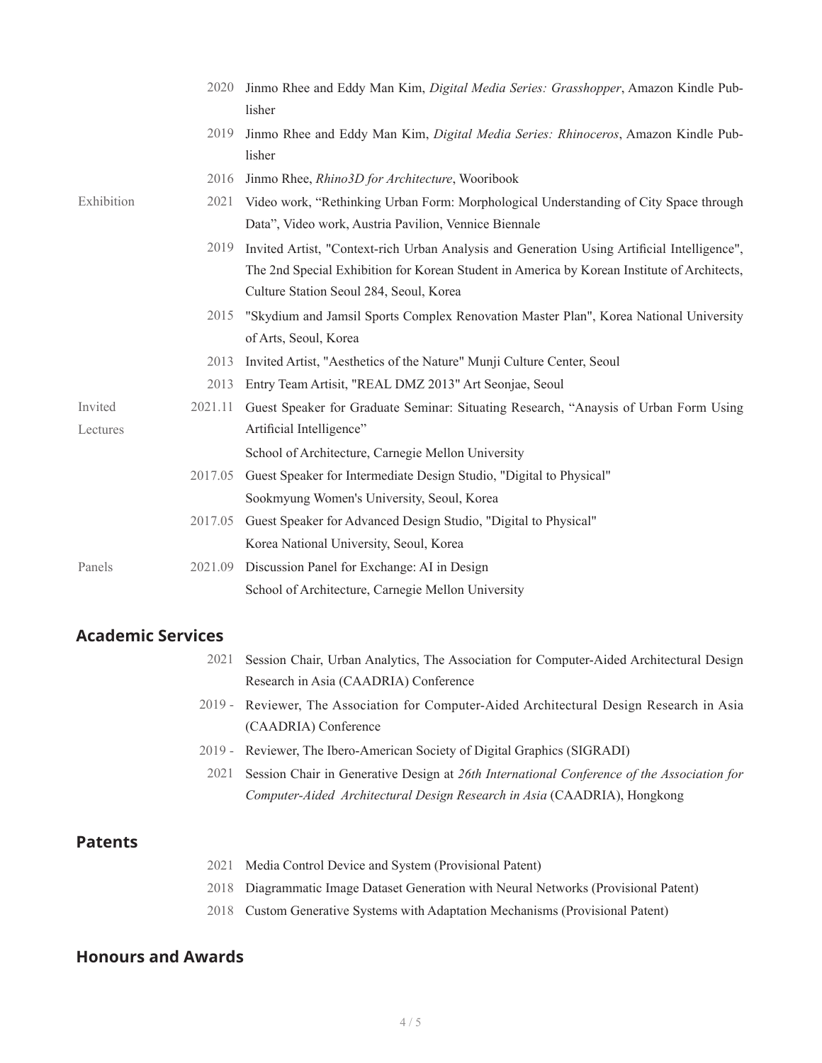| | | |
|---|---|---|
| | 2020 | Jinmo Rhee and Eddy Man Kim, *Digital Media Series: Grasshopper*, Amazon Kindle Publisher |
| | 2019 | Jinmo Rhee and Eddy Man Kim, *Digital Media Series: Rhinoceros*, Amazon Kindle Publisher |
| | 2016 | Jinmo Rhee, *Rhino3D for Architecture*, Wooribook |
| Exhibition | 2021 | Video work, "Rethinking Urban Form: Morphological Understanding of City Space through Data", Video work, Austria Pavilion, Vennice Biennale |
| | 2019 | Invited Artist, "Context-rich Urban Analysis and Generation Using Artificial Intelligence", The 2nd Special Exhibition for Korean Student in America by Korean Institute of Architects, Culture Station Seoul 284, Seoul, Korea |
| | 2015 | "Skydium and Jamsil Sports Complex Renovation Master Plan", Korea National University of Arts, Seoul, Korea |
| | 2013 | Invited Artist, "Aesthetics of the Nature" Munji Culture Center, Seoul |
| | 2013 | Entry Team Artisit, "REAL DMZ 2013" Art Seonjae, Seoul |
| Invited Lectures | 2021.11 | Guest Speaker for Graduate Seminar: Situating Research, "Anaysis of Urban Form Using Artificial Intelligence"<br>School of Architecture, Carnegie Mellon University |
| | 2017.05 | Guest Speaker for Intermediate Design Studio, "Digital to Physical"<br>Sookmyung Women's University, Seoul, Korea |
| | 2017.05 | Guest Speaker for Advanced Design Studio, "Digital to Physical"<br>Korea National University, Seoul, Korea |
| Panels | 2021.09 | Discussion Panel for Exchange: AI in Design<br>School of Architecture, Carnegie Mellon University |

## Academic Services

| | |
|---|---|
| 2021 | Session Chair, Urban Analytics, The Association for Computer-Aided Architectural Design Research in Asia (CAADRIA) Conference |
| 2019 - | Reviewer, The Association for Computer-Aided Architectural Design Research in Asia (CAADRIA) Conference |
| 2019 - | Reviewer, The Ibero-American Society of Digital Graphics (SIGRADI) |
| 2021 | Session Chair in Generative Design at *26th International Conference of the Association for Computer-Aided Architectural Design Research in Asia* (CAADRIA), Hongkong |

## Patents

| | |
|---|---|
| 2021 | Media Control Device and System (Provisional Patent) |
| 2018 | Diagrammatic Image Dataset Generation with Neural Networks (Provisional Patent) |
| 2018 | Custom Generative Systems with Adaptation Mechanisms (Provisional Patent) |

## Honours and Awards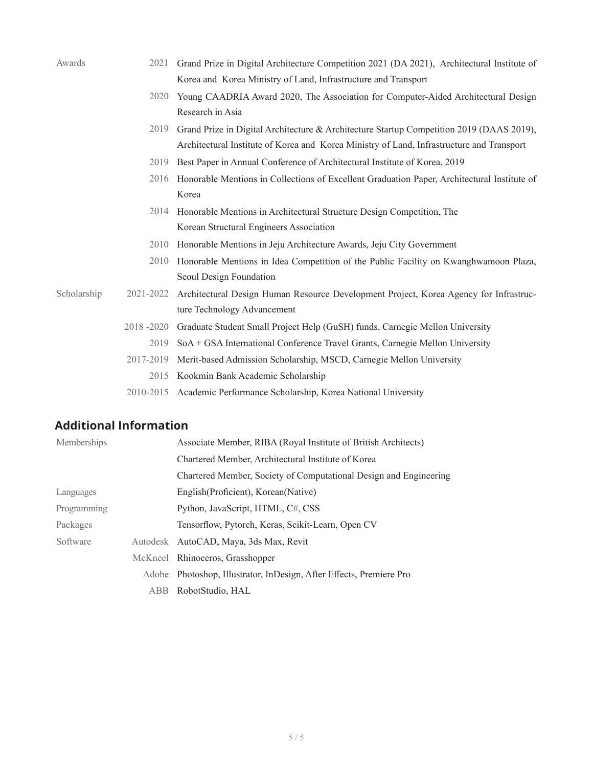| | | |
|---|---|---|
| Awards | 2021 | Grand Prize in Digital Architecture Competition 2021 (DA 2021), Architectural Institute of Korea and Korea Ministry of Land, Infrastructure and Transport |
| | 2020 | Young CAADRIA Award 2020, The Association for Computer-Aided Architectural Design Research in Asia |
| | 2019 | Grand Prize in Digital Architecture & Architecture Startup Competition 2019 (DAAS 2019), Architectural Institute of Korea and Korea Ministry of Land, Infrastructure and Transport |
| | 2019 | Best Paper in Annual Conference of Architectural Institute of Korea, 2019 |
| | 2016 | Honorable Mentions in Collections of Excellent Graduation Paper, Architectural Institute of Korea |
| | 2014 | Honorable Mentions in Architectural Structure Design Competition, The Korean Structural Engineers Association |
| | 2010 | Honorable Mentions in Jeju Architecture Awards, Jeju City Government |
| | 2010 | Honorable Mentions in Idea Competition of the Public Facility on Kwanghwamoon Plaza, Seoul Design Foundation |
| Scholarship | 2021-2022 | Architectural Design Human Resource Development Project, Korea Agency for Infrastructure Technology Advancement |
| | 2018 -2020 | Graduate Student Small Project Help (GuSH) funds, Carnegie Mellon University |
| | 2019 | SoA + GSA International Conference Travel Grants, Carnegie Mellon University |
| | 2017-2019 | Merit-based Admission Scholarship, MSCD, Carnegie Mellon University |
| | 2015 | Kookmin Bank Academic Scholarship |
| | 2010-2015 | Academic Performance Scholarship, Korea National University |

## Additional Information

| | | |
|---|---|---|
| Memberships | | Associate Member, RIBA (Royal Institute of British Architects) |
| | | Chartered Member, Architectural Institute of Korea |
| | | Chartered Member, Society of Computational Design and Engineering |
| Languages | | English(Proficient), Korean(Native) |
| Programming | | Python, JavaScript, HTML, C#, CSS |
| Packages | | Tensorflow, Pytorch, Keras, Scikit-Learn, Open CV |
| Software | Autodesk | AutoCAD, Maya, 3ds Max, Revit |
| | McKneel | Rhinoceros, Grasshopper |
| | Adobe | Photoshop, Illustrator, InDesign, After Effects, Premiere Pro |
| | ABB | RobotStudio, HAL |